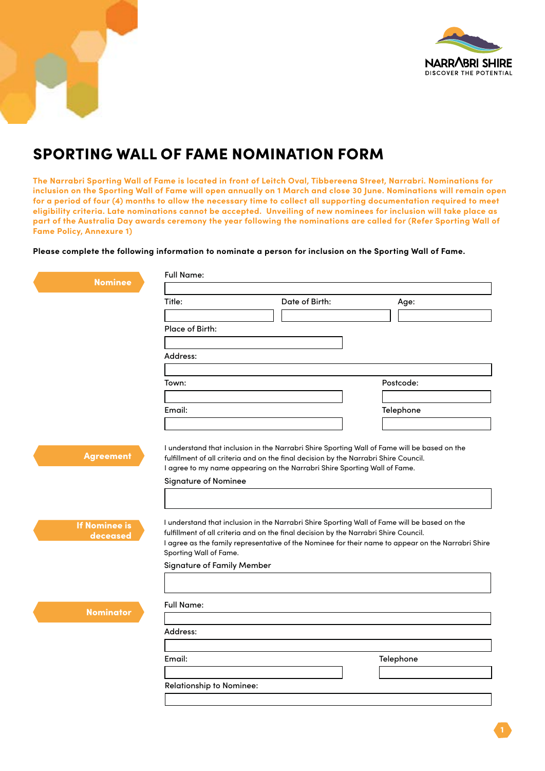# SPORTING WALL OF FAME NOMINATION FORM

**The Narrabri Sporting Wall of Fame is located in front of Leitch Oval, Tibbereena Street, Narrabri. Nominations for inclusion on the Sporting Wall of Fame will open annually on 1 March and close 30 June. Nominations will remain open for a period of four (4) months to allow the necessary time to collect all supporting documentation required to meet eligibility criteria. Late nominations cannot be accepted. Unveiling of new nominees for inclusion will take place as part of the Australia Day awards ceremony the year following the nominations are called for (Refer Sporting Wall of Fame Policy, Annexure 1)**

**Please complete the following information to nominate a person for inclusion on the Sporting Wall of Fame.**

## Nominee

Full Name:

Title:

Date of Birth:

Age:

Place of Birth:

Address:

Town:

Postcode:

Email:

Telephone

## Agreement

I understand that inclusion in the Narrabri Shire Sporting Wall of Fame will be based on the fulfillment of all criteria and on the final decision by the Narrabri Shire Council.
I agree to my name appearing on the Narrabri Shire Sporting Wall of Fame.

Signature of Nominee

## If Nominee is deceased

I understand that inclusion in the Narrabri Shire Sporting Wall of Fame will be based on the fulfillment of all criteria and on the final decision by the Narrabri Shire Council.
I agree as the family representative of the Nominee for their name to appear on the Narrabri Shire Sporting Wall of Fame.

Signature of Family Member

## Nominator

Full Name:

Address:

Email:

Telephone

Relationship to Nominee: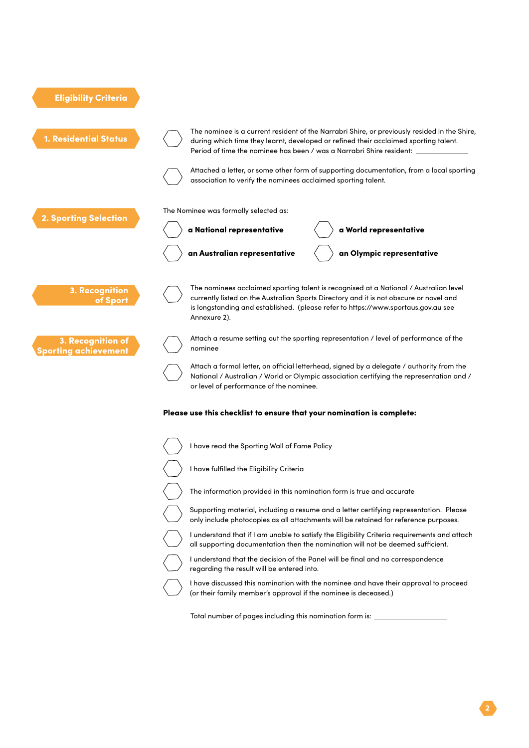## Eligibility Criteria

### 1. Residential Status

- [ ] The nominee is a current resident of the Narrabri Shire, or previously resided in the Shire, during which time they learnt, developed or refined their acclaimed sporting talent. Period of time the nominee has been / was a Narrabri Shire resident: \_\_\_\_\_\_\_\_\_\_\_\_\_\_\_

- [ ] Attached a letter, or some other form of supporting documentation, from a local sporting association to verify the nominees acclaimed sporting talent.

### 2. Sporting Selection

The Nominee was formally selected as:

- [ ] **a National representative**
- [ ] **a World representative**
- [ ] **an Australian representative**
- [ ] **an Olympic representative**

### 3. Recognition of Sport

- [ ] The nominees acclaimed sporting talent is recognised at a National / Australian level currently listed on the Australian Sports Directory and it is not obscure or novel and is longstanding and established. (please refer to https://www.sportaus.gov.au see Annexure 2).

### 3. Recognition of Sporting achievement

- [ ] Attach a resume setting out the sporting representation / level of performance of the nominee

- [ ] Attach a formal letter, on official letterhead, signed by a delegate / authority from the National / Australian / World or Olympic association certifying the representation and / or level of performance of the nominee.

**Please use this checklist to ensure that your nomination is complete:**

- [ ] I have read the Sporting Wall of Fame Policy
- [ ] I have fulfilled the Eligibility Criteria
- [ ] The information provided in this nomination form is true and accurate
- [ ] Supporting material, including a resume and a letter certifying representation. Please only include photocopies as all attachments will be retained for reference purposes.
- [ ] I understand that if I am unable to satisfy the Eligibility Criteria requirements and attach all supporting documentation then the nomination will not be deemed sufficient.
- [ ] I understand that the decision of the Panel will be final and no correspondence regarding the result will be entered into.
- [ ] I have discussed this nomination with the nominee and have their approval to proceed (or their family member's approval if the nominee is deceased.)

Total number of pages including this nomination form is: \_\_\_\_\_\_\_\_\_\_\_\_\_\_\_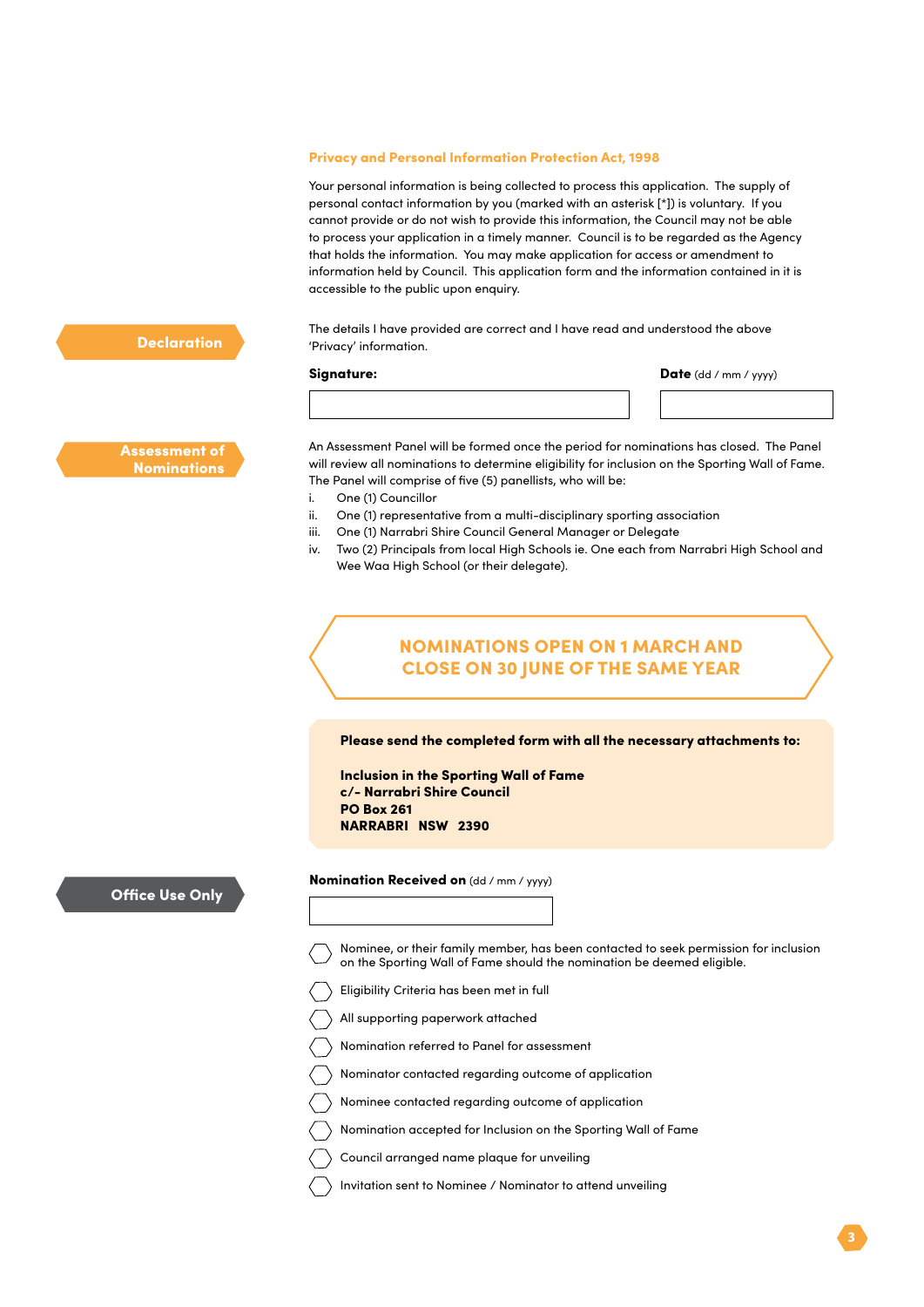## Privacy and Personal Information Protection Act, 1998

Your personal information is being collected to process this application. The supply of personal contact information by you (marked with an asterisk [*]) is voluntary. If you cannot provide or do not wish to provide this information, the Council may not be able to process your application in a timely manner. Council is to be regarded as the Agency that holds the information. You may make application for access or amendment to information held by Council. This application form and the information contained in it is accessible to the public upon enquiry.

## Declaration

The details I have provided are correct and I have read and understood the above 'Privacy' information.

**Signature:** ______________________

**Date** (dd / mm / yyyy) ______________

## Assessment of Nominations

An Assessment Panel will be formed once the period for nominations has closed. The Panel will review all nominations to determine eligibility for inclusion on the Sporting Wall of Fame. The Panel will comprise of five (5) panellists, who will be:

i. One (1) Councillor
ii. One (1) representative from a multi-disciplinary sporting association
iii. One (1) Narrabri Shire Council General Manager or Delegate
iv. Two (2) Principals from local High Schools ie. One each from Narrabri High School and Wee Waa High School (or their delegate).

**NOMINATIONS OPEN ON 1 MARCH AND CLOSE ON 30 JUNE OF THE SAME YEAR**

**Please send the completed form with all the necessary attachments to:**

**Inclusion in the Sporting Wall of Fame**
**c/- Narrabri Shire Council**
**PO Box 261**
**NARRABRI NSW 2390**

## Office Use Only

**Nomination Received on** (dd / mm / yyyy) ______________

- [ ] Nominee, or their family member, has been contacted to seek permission for inclusion on the Sporting Wall of Fame should the nomination be deemed eligible.
- [ ] Eligibility Criteria has been met in full
- [ ] All supporting paperwork attached
- [ ] Nomination referred to Panel for assessment
- [ ] Nominator contacted regarding outcome of application
- [ ] Nominee contacted regarding outcome of application
- [ ] Nomination accepted for Inclusion on the Sporting Wall of Fame
- [ ] Council arranged name plaque for unveiling
- [ ] Invitation sent to Nominee / Nominator to attend unveiling